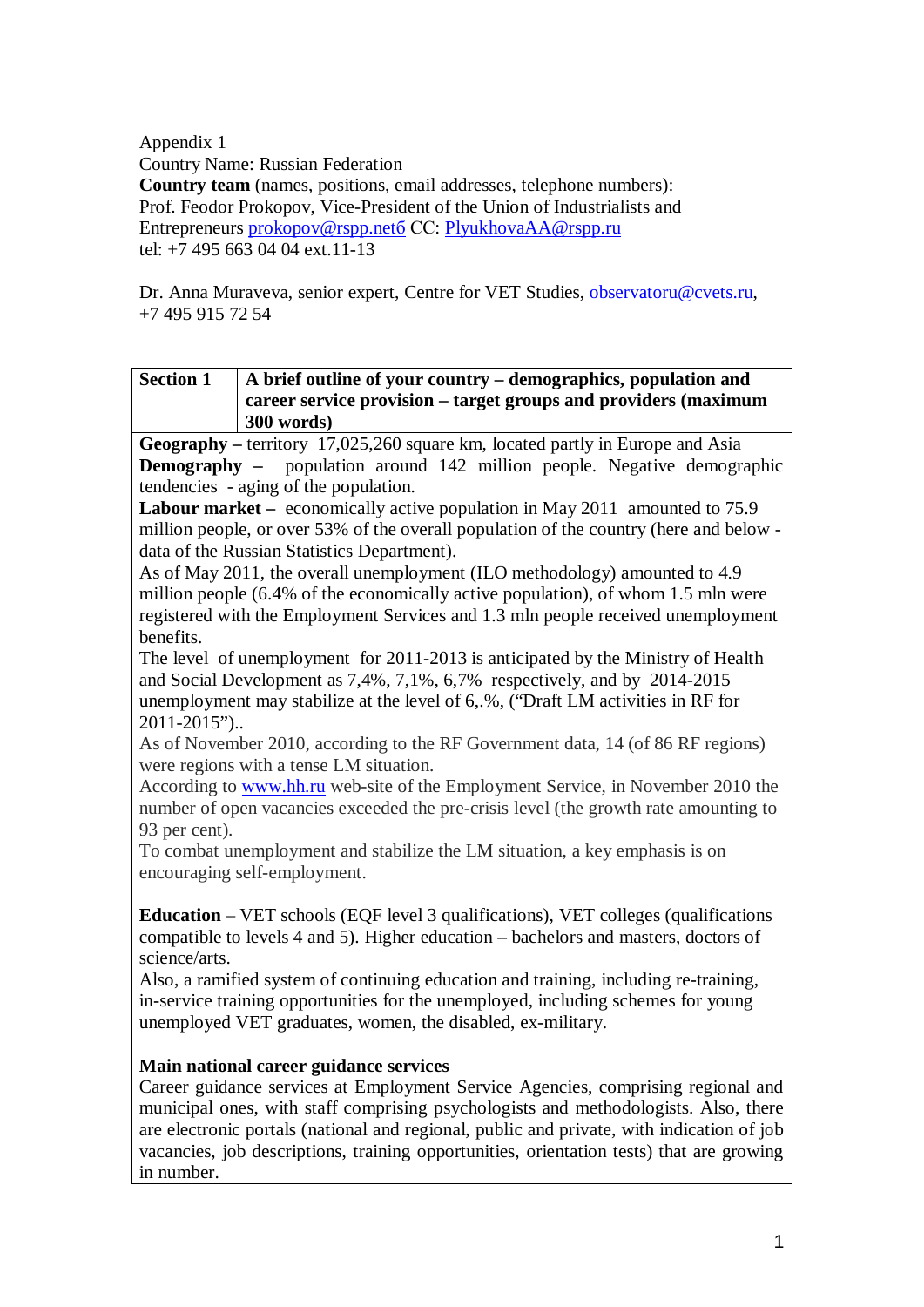Appendix 1
Country Name: Russian Federation
**Country team** (names, positions, email addresses, telephone numbers):
Prof. Feodor Prokopov, Vice-President of the Union of Industrialists and Entrepreneurs prokopov@rspp.netб CC: PlyukhovaAA@rspp.ru
tel: +7 495 663 04 04 ext.11-13

Dr. Anna Muraveva, senior expert, Centre for VET Studies, observatoru@cvets.ru, +7 495 915 72 54

| **Section 1** | **A brief outline of your country – demographics, population and career service provision – target groups and providers (maximum 300 words)** |
|---|---|

**Geography –** territory 17,025,260 square km, located partly in Europe and Asia
**Demography –** population around 142 million people. Negative demographic tendencies - aging of the population.
**Labour market –** economically active population in May 2011 amounted to 75.9 million people, or over 53% of the overall population of the country (here and below - data of the Russian Statistics Department).
As of May 2011, the overall unemployment (ILO methodology) amounted to 4.9 million people (6.4% of the economically active population), of whom 1.5 mln were registered with the Employment Services and 1.3 mln people received unemployment benefits.
The level of unemployment for 2011-2013 is anticipated by the Ministry of Health and Social Development as 7,4%, 7,1%, 6,7% respectively, and by 2014-2015 unemployment may stabilize at the level of 6,.%, ("Draft LM activities in RF for 2011-2015")..
As of November 2010, according to the RF Government data, 14 (of 86 RF regions) were regions with a tense LM situation.
According to www.hh.ru web-site of the Employment Service, in November 2010 the number of open vacancies exceeded the pre-crisis level (the growth rate amounting to 93 per cent).
To combat unemployment and stabilize the LM situation, a key emphasis is on encouraging self-employment.

**Education** – VET schools (EQF level 3 qualifications), VET colleges (qualifications compatible to levels 4 and 5). Higher education – bachelors and masters, doctors of science/arts.
Also, a ramified system of continuing education and training, including re-training, in-service training opportunities for the unemployed, including schemes for young unemployed VET graduates, women, the disabled, ex-military.

**Main national career guidance services**
Career guidance services at Employment Service Agencies, comprising regional and municipal ones, with staff comprising psychologists and methodologists. Also, there are electronic portals (national and regional, public and private, with indication of job vacancies, job descriptions, training opportunities, orientation tests) that are growing in number.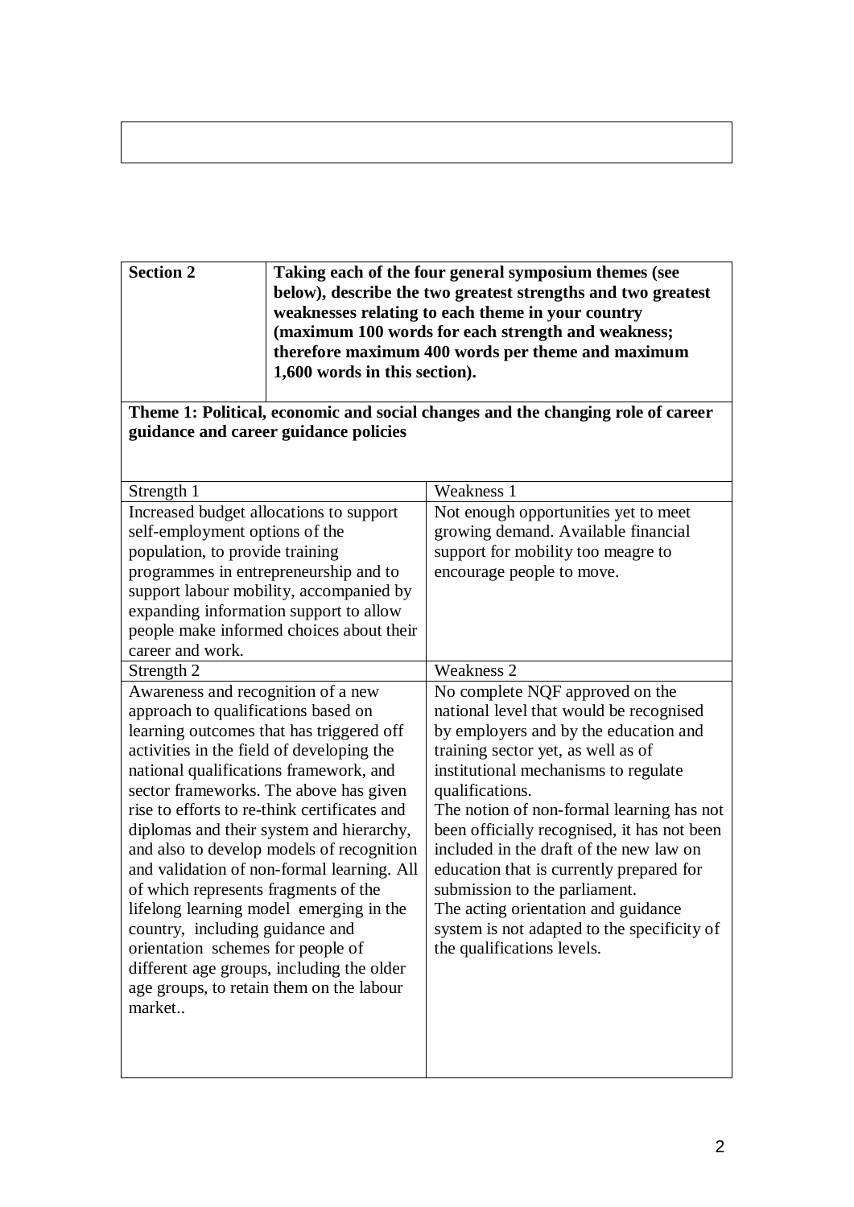| **Section 2** | **Taking each of the four general symposium themes (see below), describe the two greatest strengths and two greatest weaknesses relating to each theme in your country (maximum 100 words for each strength and weakness; therefore maximum 400 words per theme and maximum 1,600 words in this section).** |
|---|---|

**Theme 1: Political, economic and social changes and the changing role of career guidance and career guidance policies**

| Strength 1 | Weakness 1 |
|---|---|
| Increased budget allocations to support self-employment options of the population, to provide training programmes in entrepreneurship and to support labour mobility, accompanied by expanding information support to allow people make informed choices about their career and work. | Not enough opportunities yet to meet growing demand. Available financial support for mobility too meagre to encourage people to move. |
| **Strength 2** | **Weakness 2** |
| Awareness and recognition of a new approach to qualifications based on learning outcomes that has triggered off activities in the field of developing the national qualifications framework, and sector frameworks. The above has given rise to efforts to re-think certificates and diplomas and their system and hierarchy, and also to develop models of recognition and validation of non-formal learning. All of which represents fragments of the lifelong learning model emerging in the country, including guidance and orientation schemes for people of different age groups, including the older age groups, to retain them on the labour market.. | No complete NQF approved on the national level that would be recognised by employers and by the education and training sector yet, as well as of institutional mechanisms to regulate qualifications.<br>The notion of non-formal learning has not been officially recognised, it has not been included in the draft of the new law on education that is currently prepared for submission to the parliament.<br>The acting orientation and guidance system is not adapted to the specificity of the qualifications levels. |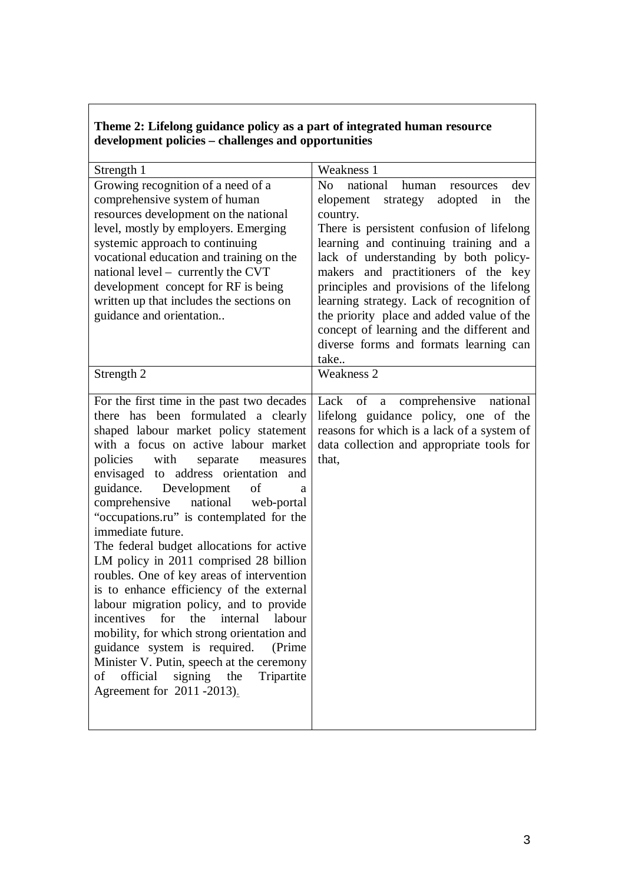**Theme 2: Lifelong guidance policy as a part of integrated human resource development policies – challenges and opportunities**

| Strength 1 | Weakness 1 |
|---|---|
| Growing recognition of a need of a comprehensive system of human resources development on the national level, mostly by employers. Emerging systemic approach to continuing vocational education and training on the national level – currently the CVT development concept for RF is being written up that includes the sections on guidance and orientation.. | No national human resources dev elopement strategy adopted in the country. There is persistent confusion of lifelong learning and continuing training and a lack of understanding by both policy-makers and practitioners of the key principles and provisions of the lifelong learning strategy. Lack of recognition of the priority place and added value of the concept of learning and the different and diverse forms and formats learning can take.. |
| **Strength 2** | **Weakness 2** |
| For the first time in the past two decades there has been formulated a clearly shaped labour market policy statement with a focus on active labour market policies with separate measures envisaged to address orientation and guidance. Development of a comprehensive national web-portal "occupations.ru" is contemplated for the immediate future. The federal budget allocations for active LM policy in 2011 comprised 28 billion roubles. One of key areas of intervention is to enhance efficiency of the external labour migration policy, and to provide incentives for the internal labour mobility, for which strong orientation and guidance system is required. (Prime Minister V. Putin, speech at the ceremony of official signing the Tripartite Agreement for 2011 -2013). | Lack of a comprehensive national lifelong guidance policy, one of the reasons for which is a lack of a system of data collection and appropriate tools for that, |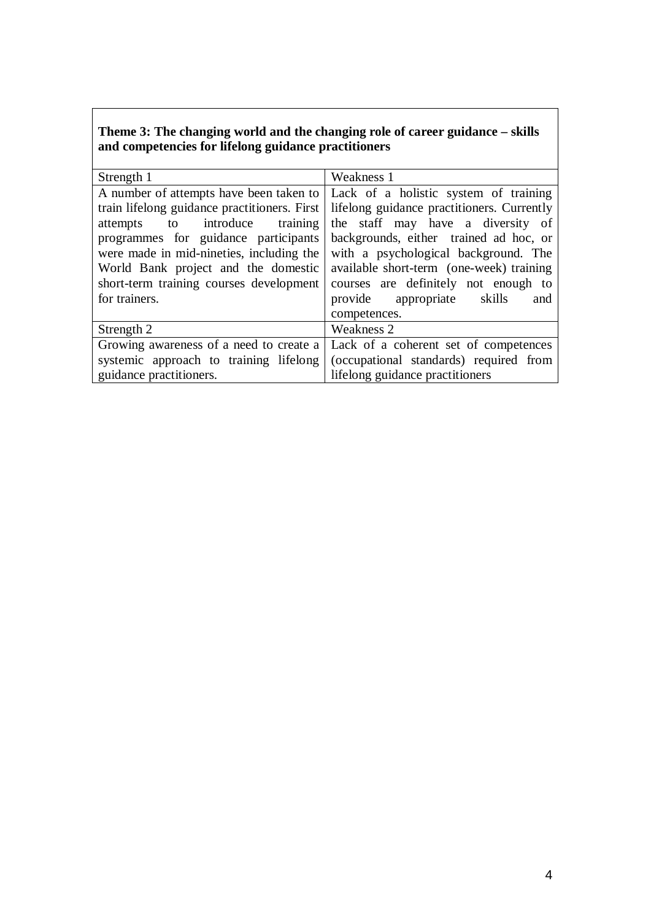**Theme 3: The changing world and the changing role of career guidance – skills and competencies for lifelong guidance practitioners**

| Strength 1 | Weakness 1 |
|---|---|
| A number of attempts have been taken to train lifelong guidance practitioners. First attempts to introduce training programmes for guidance participants were made in mid-nineties, including the World Bank project and the domestic short-term training courses development for trainers. | Lack of a holistic system of training lifelong guidance practitioners. Currently the staff may have a diversity of backgrounds, either trained ad hoc, or with a psychological background. The available short-term (one-week) training courses are definitely not enough to provide appropriate skills and competences. |
| Strength 2 | Weakness 2 |
| Growing awareness of a need to create a systemic approach to training lifelong guidance practitioners. | Lack of a coherent set of competences (occupational standards) required from lifelong guidance practitioners |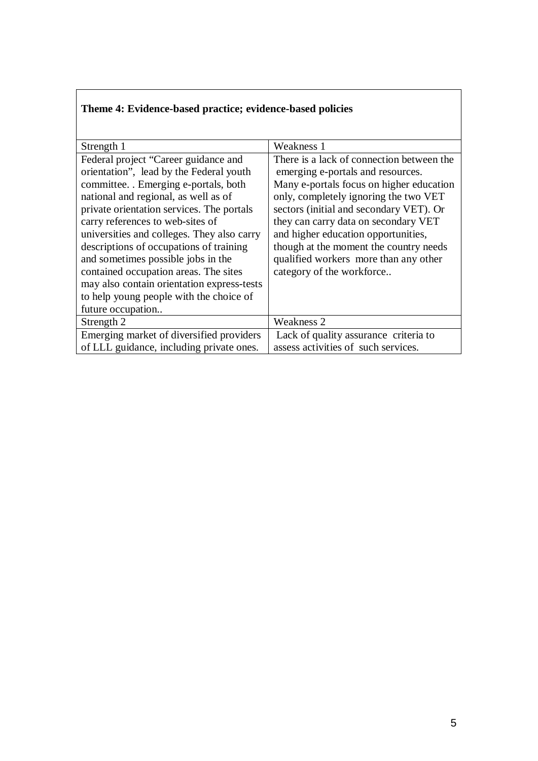**Theme 4: Evidence-based practice; evidence-based policies**

| Strength 1 | Weakness 1 |
|---|---|
| Federal project “Career guidance and orientation”, lead by the Federal youth committee. . Emerging e-portals, both national and regional, as well as of private orientation services. The portals carry references to web-sites of universities and colleges. They also carry descriptions of occupations of training and sometimes possible jobs in the contained occupation areas. The sites may also contain orientation express-tests to help young people with the choice of future occupation.. | There is a lack of connection between the emerging e-portals and resources. Many e-portals focus on higher education only, completely ignoring the two VET sectors (initial and secondary VET). Or they can carry data on secondary VET and higher education opportunities, though at the moment the country needs qualified workers more than any other category of the workforce.. |
| Strength 2 | Weakness 2 |
| Emerging market of diversified providers of LLL guidance, including private ones. | Lack of quality assurance criteria to assess activities of such services. |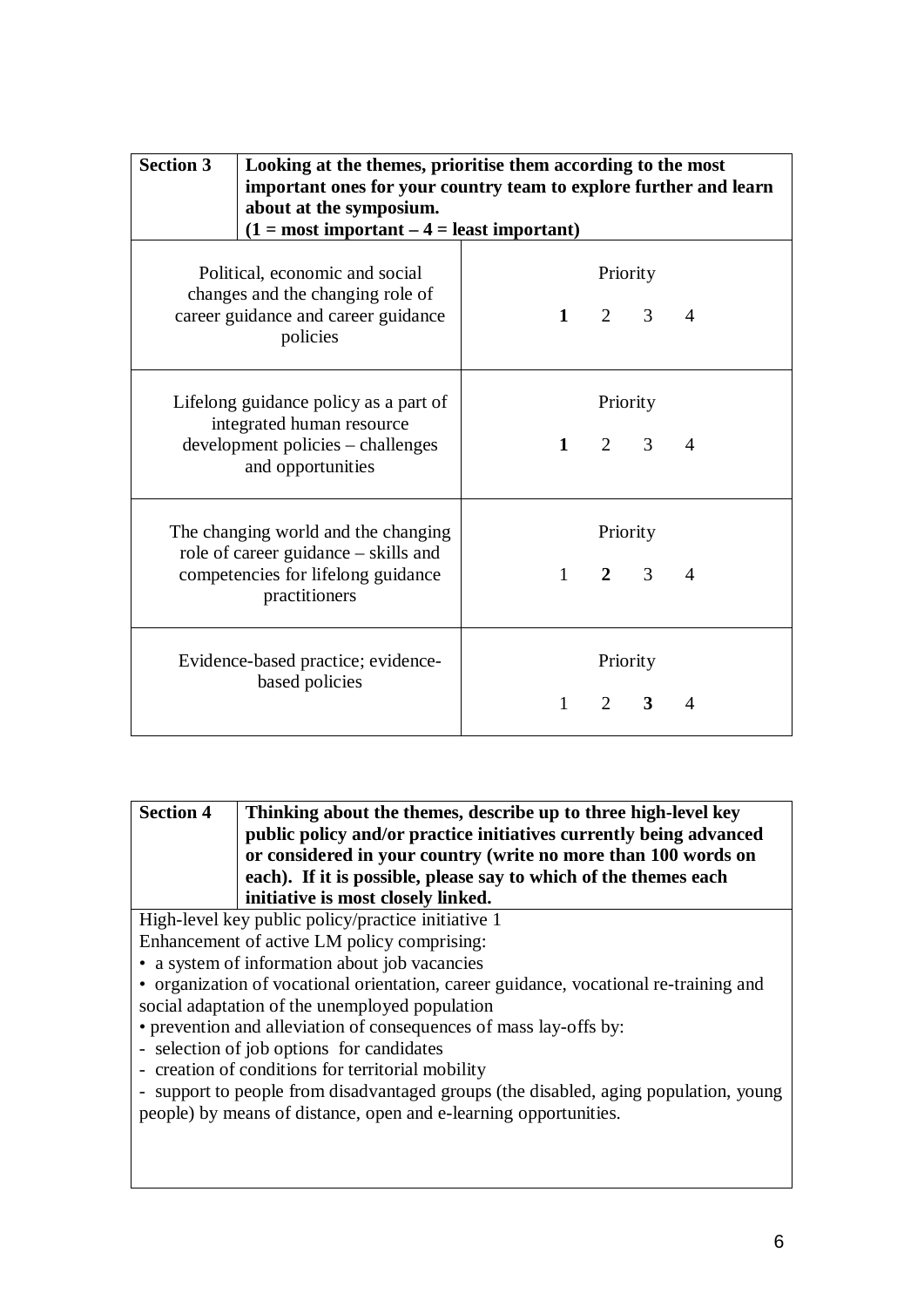| **Section 3** | **Looking at the themes, prioritise them according to the most important ones for your country team to explore further and learn about at the symposium. (1 = most important – 4 = least important)** |
|---|---|
| Political, economic and social changes and the changing role of career guidance and career guidance policies | Priority<br>**1** 2 3 4 |
| Lifelong guidance policy as a part of integrated human resource development policies – challenges and opportunities | Priority<br>**1** 2 3 4 |
| The changing world and the changing role of career guidance – skills and competencies for lifelong guidance practitioners | Priority<br>1 **2** 3 4 |
| Evidence-based practice; evidence-based policies | Priority<br>1 2 **3** 4 |

| **Section 4** | **Thinking about the themes, describe up to three high-level key public policy and/or practice initiatives currently being advanced or considered in your country (write no more than 100 words on each). If it is possible, please say to which of the themes each initiative is most closely linked.** |
|---|---|

High-level key public policy/practice initiative 1

Enhancement of active LM policy comprising:

- a system of information about job vacancies
- organization of vocational orientation, career guidance, vocational re-training and social adaptation of the unemployed population
- prevention and alleviation of consequences of mass lay-offs by:
  - selection of job options for candidates
  - creation of conditions for territorial mobility
  - support to people from disadvantaged groups (the disabled, aging population, young people) by means of distance, open and e-learning opportunities.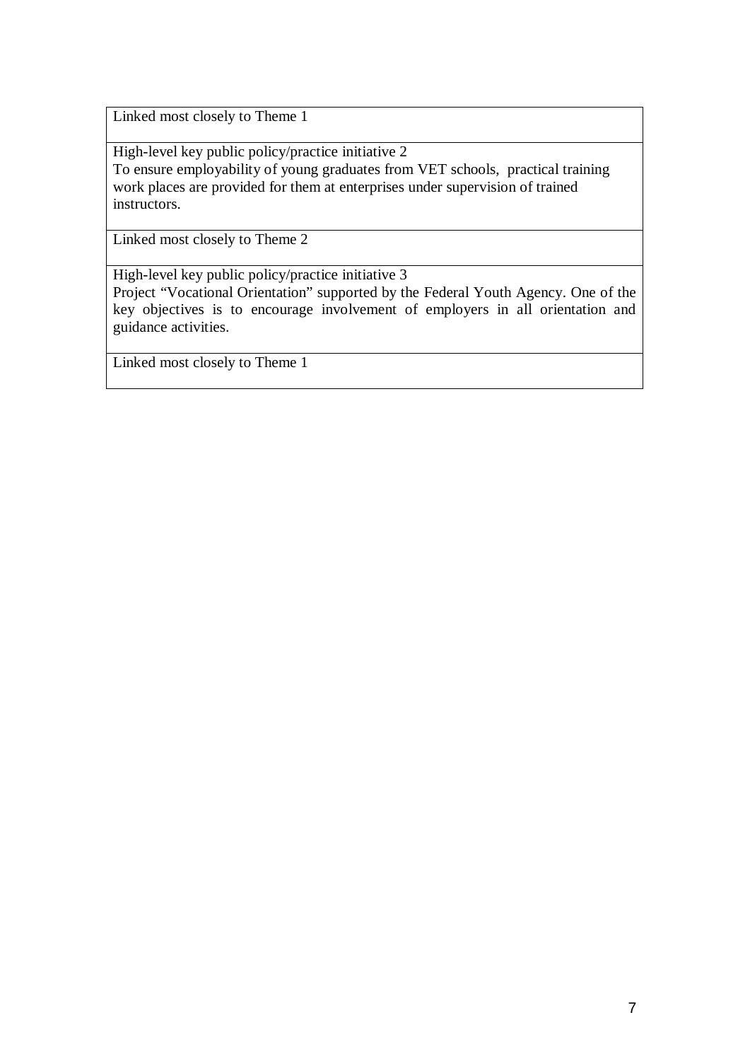| Linked most closely to Theme 1 |
|---|
| High-level key public policy/practice initiative 2<br>To ensure employability of young graduates from VET schools, practical training work places are provided for them at enterprises under supervision of trained instructors. |
| Linked most closely to Theme 2 |
| High-level key public policy/practice initiative 3<br>Project "Vocational Orientation" supported by the Federal Youth Agency. One of the key objectives is to encourage involvement of employers in all orientation and guidance activities. |
| Linked most closely to Theme 1 |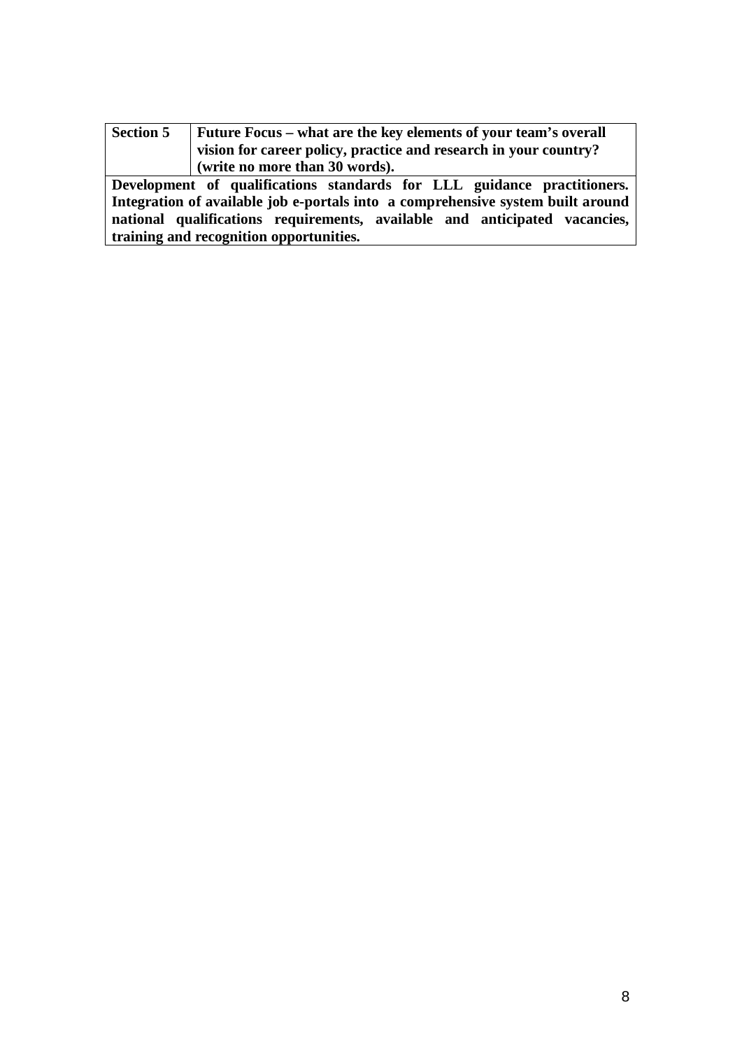| | |
|---|---|
| **Section 5** | **Future Focus – what are the key elements of your team's overall vision for career policy, practice and research in your country? (write no more than 30 words).** |
| **Development of qualifications standards for LLL guidance practitioners. Integration of available job e-portals into a comprehensive system built around national qualifications requirements, available and anticipated vacancies, training and recognition opportunities.** | |